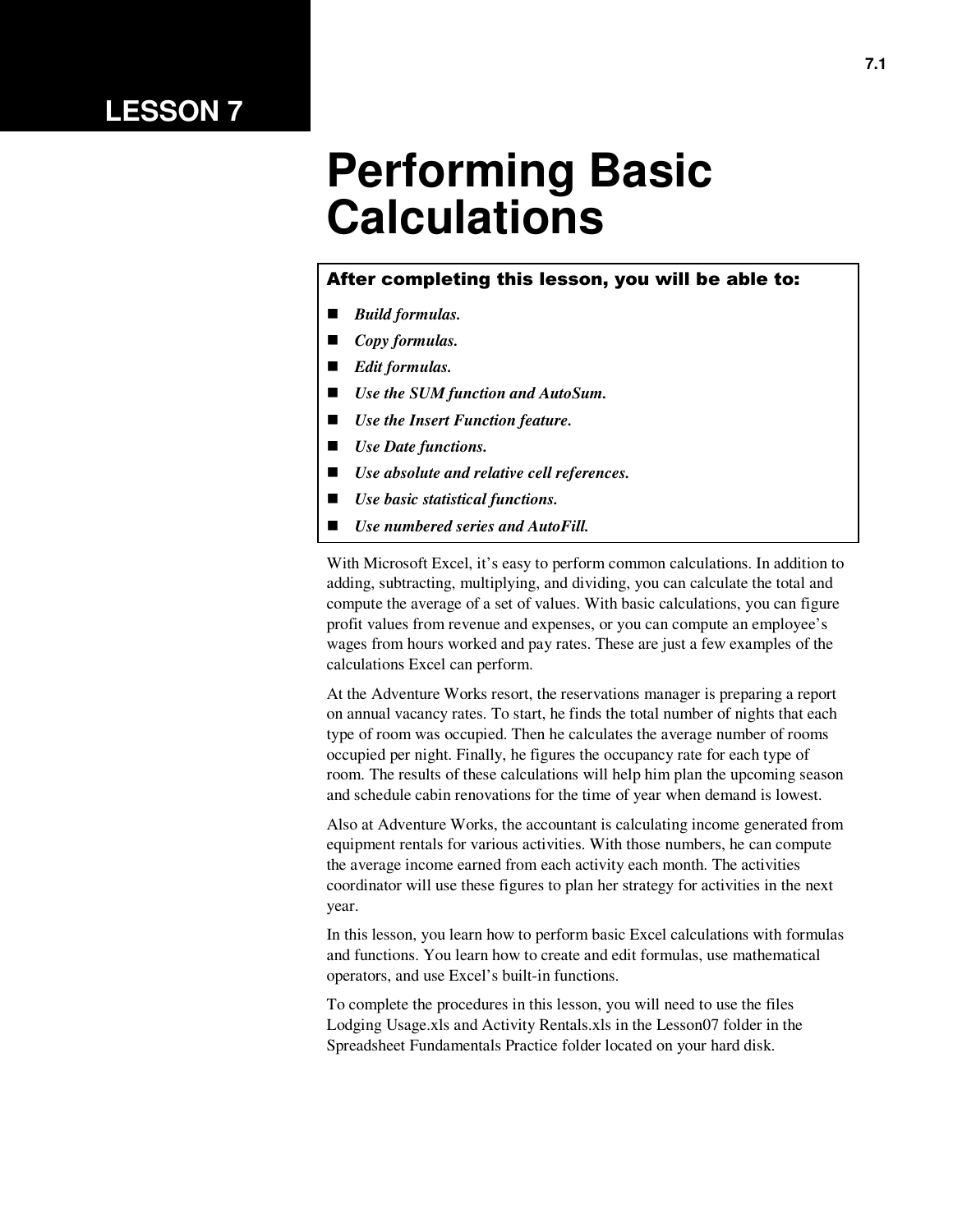# LESSON 7

# Performing Basic Calculations

**After completing this lesson, you will be able to:**

- ***Build formulas.***
- ***Copy formulas.***
- ***Edit formulas.***
- ***Use the SUM function and AutoSum.***
- ***Use the Insert Function feature.***
- ***Use Date functions.***
- ***Use absolute and relative cell references.***
- ***Use basic statistical functions.***
- ***Use numbered series and AutoFill.***

With Microsoft Excel, it's easy to perform common calculations. In addition to adding, subtracting, multiplying, and dividing, you can calculate the total and compute the average of a set of values. With basic calculations, you can figure profit values from revenue and expenses, or you can compute an employee's wages from hours worked and pay rates. These are just a few examples of the calculations Excel can perform.

At the Adventure Works resort, the reservations manager is preparing a report on annual vacancy rates. To start, he finds the total number of nights that each type of room was occupied. Then he calculates the average number of rooms occupied per night. Finally, he figures the occupancy rate for each type of room. The results of these calculations will help him plan the upcoming season and schedule cabin renovations for the time of year when demand is lowest.

Also at Adventure Works, the accountant is calculating income generated from equipment rentals for various activities. With those numbers, he can compute the average income earned from each activity each month. The activities coordinator will use these figures to plan her strategy for activities in the next year.

In this lesson, you learn how to perform basic Excel calculations with formulas and functions. You learn how to create and edit formulas, use mathematical operators, and use Excel's built-in functions.

To complete the procedures in this lesson, you will need to use the files Lodging Usage.xls and Activity Rentals.xls in the Lesson07 folder in the Spreadsheet Fundamentals Practice folder located on your hard disk.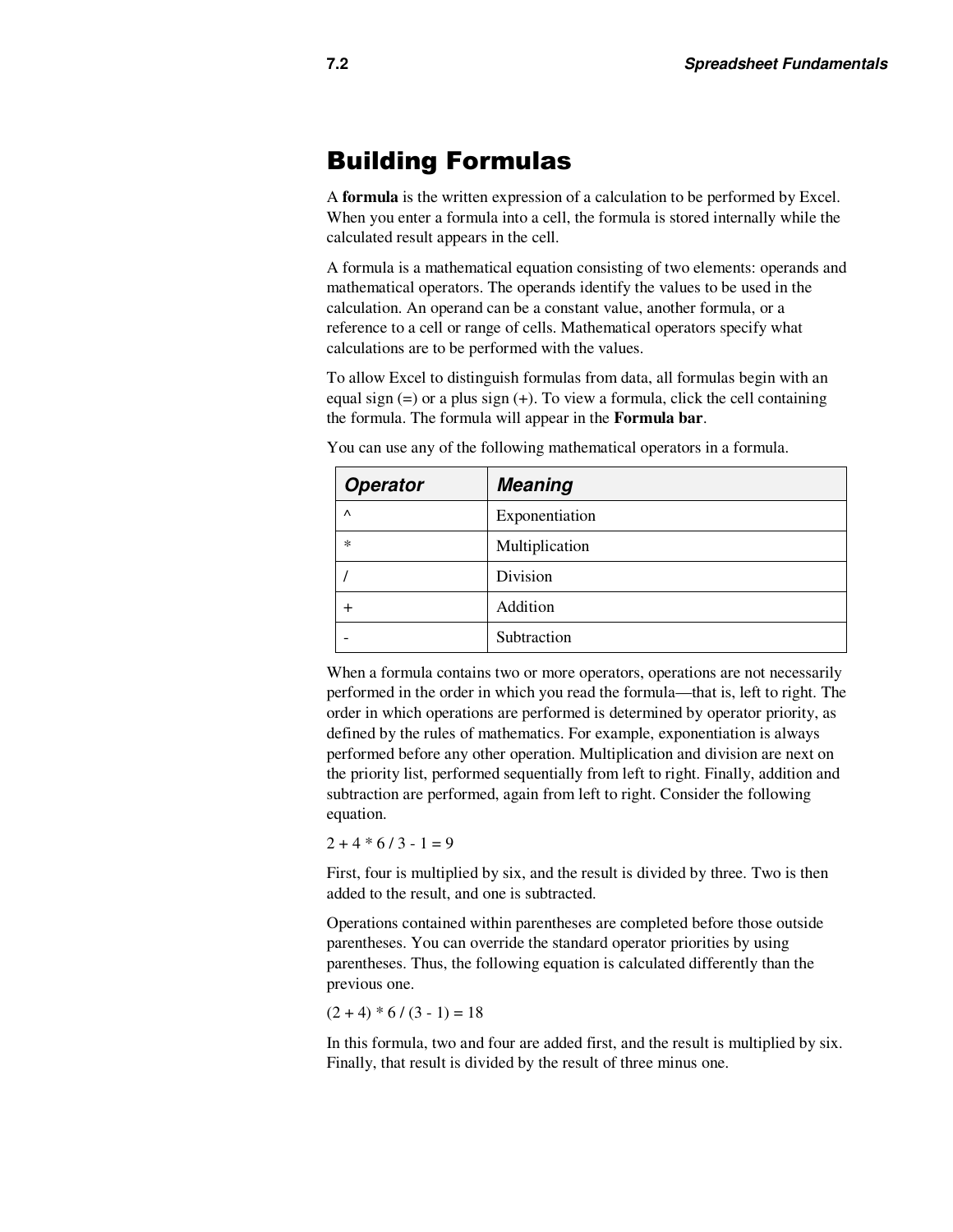# Building Formulas

A **formula** is the written expression of a calculation to be performed by Excel. When you enter a formula into a cell, the formula is stored internally while the calculated result appears in the cell.

A formula is a mathematical equation consisting of two elements: operands and mathematical operators. The operands identify the values to be used in the calculation. An operand can be a constant value, another formula, or a reference to a cell or range of cells. Mathematical operators specify what calculations are to be performed with the values.

To allow Excel to distinguish formulas from data, all formulas begin with an equal sign (=) or a plus sign (+). To view a formula, click the cell containing the formula. The formula will appear in the **Formula bar**.

You can use any of the following mathematical operators in a formula.

| *Operator* | *Meaning* |
| --- | --- |
| ^ | Exponentiation |
| * | Multiplication |
| / | Division |
| + | Addition |
| - | Subtraction |

When a formula contains two or more operators, operations are not necessarily performed in the order in which you read the formula—that is, left to right. The order in which operations are performed is determined by operator priority, as defined by the rules of mathematics. For example, exponentiation is always performed before any other operation. Multiplication and division are next on the priority list, performed sequentially from left to right. Finally, addition and subtraction are performed, again from left to right. Consider the following equation.

2 + 4 * 6 / 3 - 1 = 9

First, four is multiplied by six, and the result is divided by three. Two is then added to the result, and one is subtracted.

Operations contained within parentheses are completed before those outside parentheses. You can override the standard operator priorities by using parentheses. Thus, the following equation is calculated differently than the previous one.

(2 + 4) * 6 / (3 - 1) = 18

In this formula, two and four are added first, and the result is multiplied by six. Finally, that result is divided by the result of three minus one.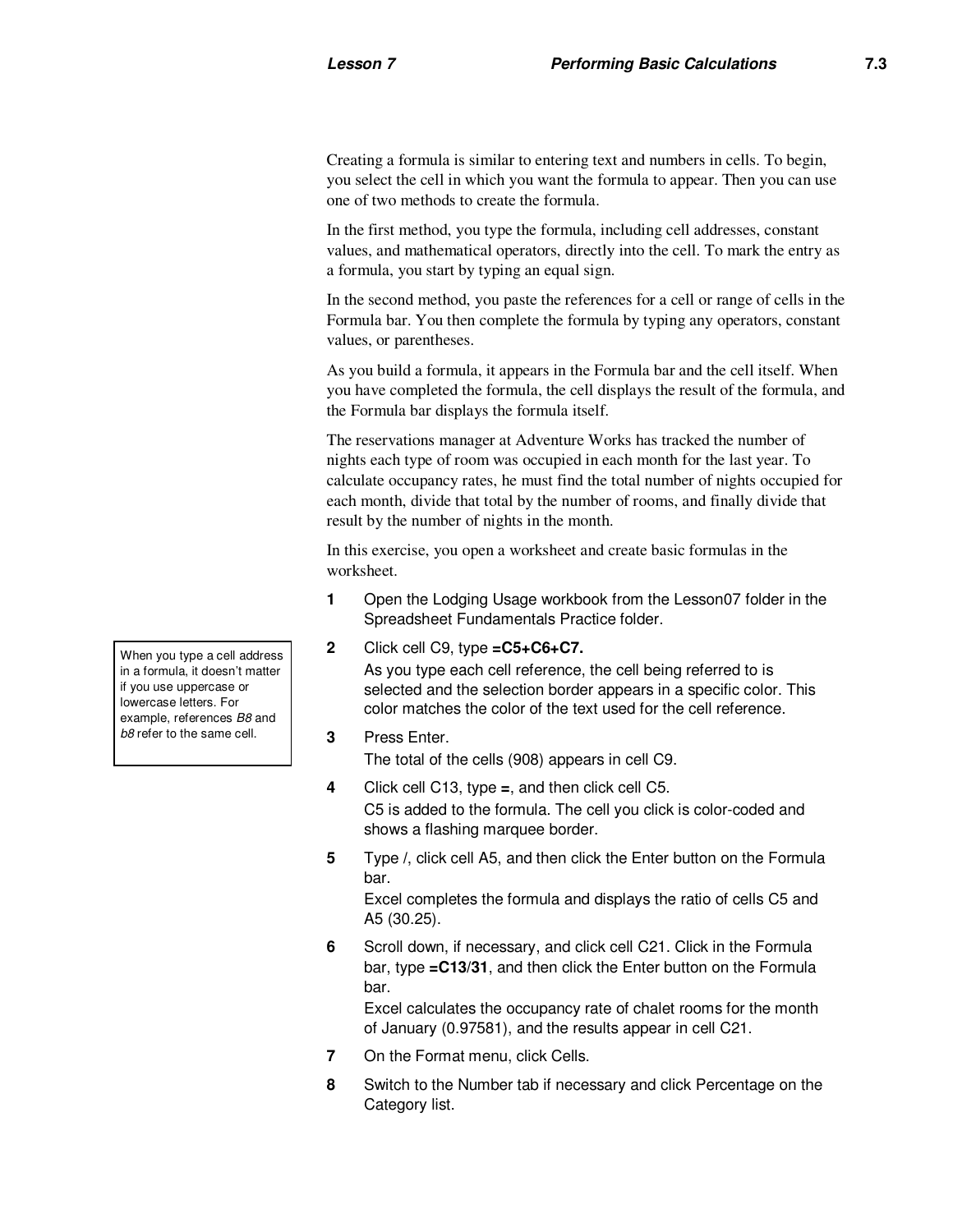Creating a formula is similar to entering text and numbers in cells. To begin, you select the cell in which you want the formula to appear. Then you can use one of two methods to create the formula.

In the first method, you type the formula, including cell addresses, constant values, and mathematical operators, directly into the cell. To mark the entry as a formula, you start by typing an equal sign.

In the second method, you paste the references for a cell or range of cells in the Formula bar. You then complete the formula by typing any operators, constant values, or parentheses.

As you build a formula, it appears in the Formula bar and the cell itself. When you have completed the formula, the cell displays the result of the formula, and the Formula bar displays the formula itself.

The reservations manager at Adventure Works has tracked the number of nights each type of room was occupied in each month for the last year. To calculate occupancy rates, he must find the total number of nights occupied for each month, divide that total by the number of rooms, and finally divide that result by the number of nights in the month.

In this exercise, you open a worksheet and create basic formulas in the worksheet.

> When you type a cell address in a formula, it doesn't matter if you use uppercase or lowercase letters. For example, references *B8* and *b8* refer to the same cell.

1. Open the Lodging Usage workbook from the Lesson07 folder in the Spreadsheet Fundamentals Practice folder.
2. Click cell C9, type **=C5+C6+C7.**
   As you type each cell reference, the cell being referred to is selected and the selection border appears in a specific color. This color matches the color of the text used for the cell reference.
3. Press Enter.
   The total of the cells (908) appears in cell C9.
4. Click cell C13, type **=**, and then click cell C5.
   C5 is added to the formula. The cell you click is color-coded and shows a flashing marquee border.
5. Type /, click cell A5, and then click the Enter button on the Formula bar.
   Excel completes the formula and displays the ratio of cells C5 and A5 (30.25).
6. Scroll down, if necessary, and click cell C21. Click in the Formula bar, type **=C13/31**, and then click the Enter button on the Formula bar.
   Excel calculates the occupancy rate of chalet rooms for the month of January (0.97581), and the results appear in cell C21.
7. On the Format menu, click Cells.
8. Switch to the Number tab if necessary and click Percentage on the Category list.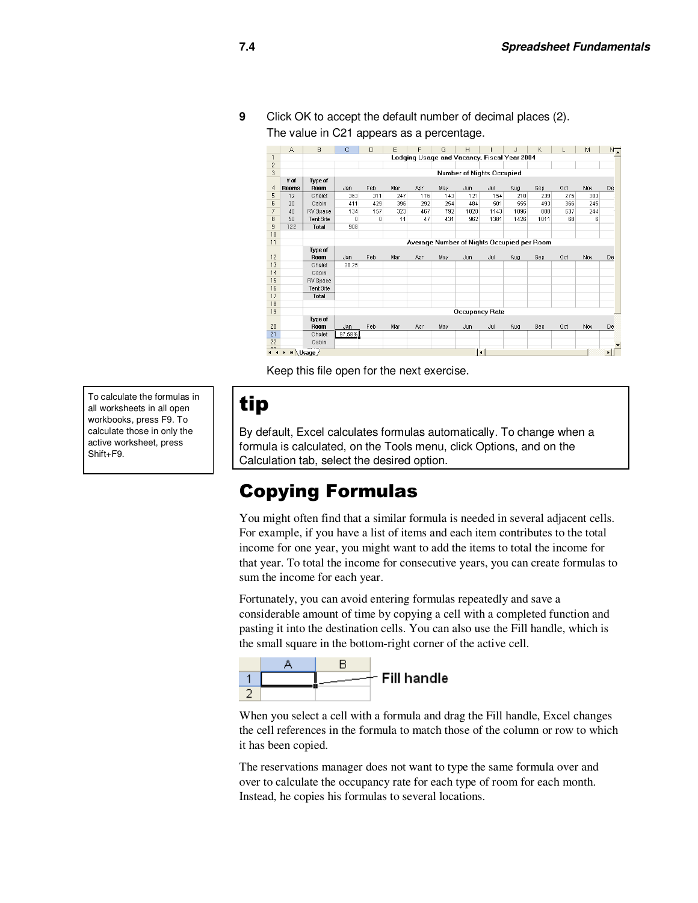9 Click OK to accept the default number of decimal places (2).
The value in C21 appears as a percentage.

| | A | B | C | D | E | F | G | H | I | J | K | L | M |
|---|---|---|---|---|---|---|---|---|---|---|---|---|---|
| 1 | | | Lodging Usage and Vacancy, Fiscal Year 2004 | | | | | | | | | | |
| 2 | | | | | | | | | | | | | |
| 3 | | | Number of Nights Occupied | | | | | | | | | | |
| 4 | # of Rooms | Type of Room | Jan | Feb | Mar | Apr | May | Jun | Jul | Aug | Sep | Oct | Nov |
| 5 | 12 | Chalet | 363 | 311 | 247 | 176 | 143 | 121 | 154 | 218 | 239 | 275 | 303 |
| 6 | 20 | Cabin | 411 | 429 | 398 | 292 | 254 | 484 | 501 | 555 | 493 | 366 | 245 |
| 7 | 40 | RV Space | 134 | 157 | 323 | 467 | 792 | 1028 | 1143 | 1096 | 888 | 637 | 244 |
| 8 | 50 | Tent Site | 0 | 0 | 11 | 47 | 431 | 962 | 1381 | 1426 | 1011 | 68 | 6 |
| 9 | 122 | Total | 908 | | | | | | | | | | |
| 10 | | | | | | | | | | | | | |
| 11 | | | Average Number of Nights Occupied per Room | | | | | | | | | | |
| 12 | | Type of Room | Jan | Feb | Mar | Apr | May | Jun | Jul | Aug | Sep | Oct | Nov |
| 13 | | Chalet | 30.25 | | | | | | | | | | |
| 14 | | Cabin | | | | | | | | | | | |
| 15 | | RV Space | | | | | | | | | | | |
| 16 | | Tent Site | | | | | | | | | | | |
| 17 | | Total | | | | | | | | | | | |
| 18 | | | | | | | | | | | | | |
| 19 | | | Occupancy Rate | | | | | | | | | | |
| 20 | | Type of Room | Jan | Feb | Mar | Apr | May | Jun | Jul | Aug | Sep | Oct | Nov |
| 21 | | Chalet | 97.58% | | | | | | | | | | |
| 22 | | Cabin | | | | | | | | | | | |

Keep this file open for the next exercise.

To calculate the formulas in all worksheets in all open workbooks, press F9. To calculate those in only the active worksheet, press Shift+F9.

**tip**

By default, Excel calculates formulas automatically. To change when a formula is calculated, on the Tools menu, click Options, and on the Calculation tab, select the desired option.

## Copying Formulas

You might often find that a similar formula is needed in several adjacent cells. For example, if you have a list of items and each item contributes to the total income for one year, you might want to add the items to total the income for that year. To total the income for consecutive years, you can create formulas to sum the income for each year.

Fortunately, you can avoid entering formulas repeatedly and save a considerable amount of time by copying a cell with a completed function and pasting it into the destination cells. You can also use the Fill handle, which is the small square in the bottom-right corner of the active cell.

Fill handle

When you select a cell with a formula and drag the Fill handle, Excel changes the cell references in the formula to match those of the column or row to which it has been copied.

The reservations manager does not want to type the same formula over and over to calculate the occupancy rate for each type of room for each month. Instead, he copies his formulas to several locations.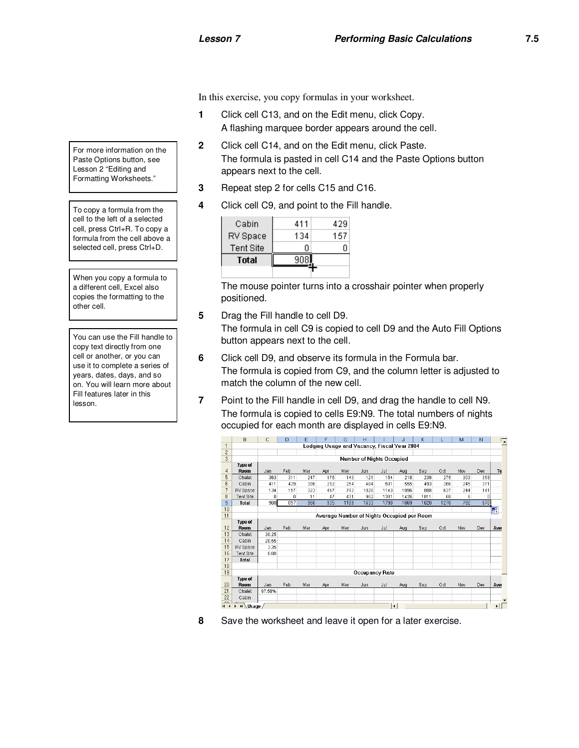In this exercise, you copy formulas in your worksheet.

> For more information on the Paste Options button, see Lesson 2 "Editing and Formatting Worksheets."

> To copy a formula from the cell to the left of a selected cell, press Ctrl+R. To copy a formula from the cell above a selected cell, press Ctrl+D.

> When you copy a formula to a different cell, Excel also copies the formatting to the other cell.

> You can use the Fill handle to copy text directly from one cell or another, or you can use it to complete a series of years, dates, days, and so on. You will learn more about Fill features later in this lesson.

1. Click cell C13, and on the Edit menu, click Copy.
   A flashing marquee border appears around the cell.
2. Click cell C14, and on the Edit menu, click Paste.
   The formula is pasted in cell C14 and the Paste Options button appears next to the cell.
3. Repeat step 2 for cells C15 and C16.
4. Click cell C9, and point to the Fill handle.

| | | |
|---|---|---|
| Cabin | 411 | 429 |
| RV Space | 134 | 157 |
| Tent Site | 0 | 0 |
| **Total** | 908 | |

   The mouse pointer turns into a crosshair pointer when properly positioned.
5. Drag the Fill handle to cell D9.
   The formula in cell C9 is copied to cell D9 and the Auto Fill Options button appears next to the cell.
6. Click cell D9, and observe its formula in the Formula bar.
   The formula is copied from C9, and the column letter is adjusted to match the column of the new cell.
7. Point to the Fill handle in cell D9, and drag the handle to cell N9.
   The formula is copied to cells E9:N9. The total numbers of nights occupied for each month are displayed in cells E9:N9.

**Lodging Usage and Vacancy, Fiscal Year 2004**

**Number of Nights Occupied**

| Type of Room | Jan | Feb | Mar | Apr | May | Jun | Jul | Aug | Sep | Oct | Nov | Dec |
|---|---|---|---|---|---|---|---|---|---|---|---|---|
| Chalet | 363 | 311 | 247 | 176 | 143 | 121 | 154 | 218 | 239 | 275 | 303 | 358 |
| Cabin | 411 | 429 | 396 | 292 | 254 | 484 | 501 | 555 | 493 | 366 | 245 | 371 |
| RV Space | 134 | 157 | 323 | 467 | 792 | 1028 | 1143 | 1096 | 888 | 637 | 244 | 141 |
| Tent Site | 0 | 0 | 11 | 47 | 431 | 962 | 1381 | 1426 | 1011 | 68 | 6 | 0 |
| **Total** | 908 | 897 | 966 | 935 | 1199 | 1633 | 1798 | 1869 | 1620 | 1278 | 792 | 870 |

**Average Number of Nights Occupied per Room**

| Type of Room | Jan | Feb | Mar | Apr | May | Jun | Jul | Aug | Sep | Oct | Nov | Dec |
|---|---|---|---|---|---|---|---|---|---|---|---|---|
| Chalet | 30.25 | | | | | | | | | | | |
| Cabin | 20.55 | | | | | | | | | | | |
| RV Space | 3.35 | | | | | | | | | | | |
| Tent Site | 0.00 | | | | | | | | | | | |
| **Total** | | | | | | | | | | | | |

**Occupancy Rate**

| Type of Room | Jan | Feb | Mar | Apr | May | Jun | Jul | Aug | Sep | Oct | Nov | Dec |
|---|---|---|---|---|---|---|---|---|---|---|---|---|
| Chalet | 97.58% | | | | | | | | | | | |
| Cabin | | | | | | | | | | | | |

8. Save the worksheet and leave it open for a later exercise.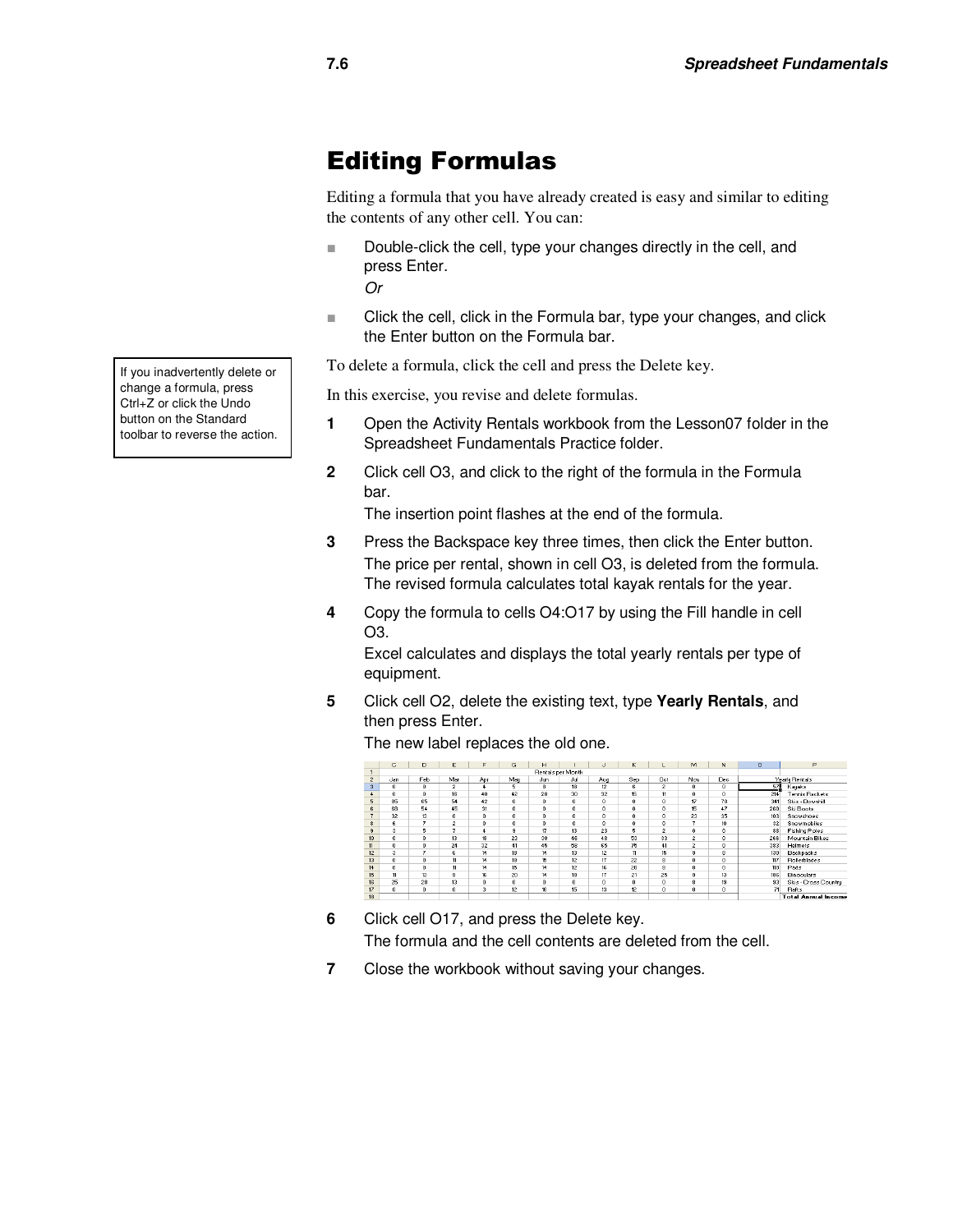# Editing Formulas

Editing a formula that you have already created is easy and similar to editing the contents of any other cell. You can:

- Double-click the cell, type your changes directly in the cell, and press Enter.

  *Or*

- Click the cell, click in the Formula bar, type your changes, and click the Enter button on the Formula bar.

To delete a formula, click the cell and press the Delete key.

> If you inadvertently delete or change a formula, press Ctrl+Z or click the Undo button on the Standard toolbar to reverse the action.

In this exercise, you revise and delete formulas.

1. Open the Activity Rentals workbook from the Lesson07 folder in the Spreadsheet Fundamentals Practice folder.
2. Click cell O3, and click to the right of the formula in the Formula bar.

   The insertion point flashes at the end of the formula.
3. Press the Backspace key three times, then click the Enter button.

   The price per rental, shown in cell O3, is deleted from the formula. The revised formula calculates total kayak rentals for the year.
4. Copy the formula to cells O4:O17 by using the Fill handle in cell O3.

   Excel calculates and displays the total yearly rentals per type of equipment.
5. Click cell O2, delete the existing text, type **Yearly Rentals**, and then press Enter.

   The new label replaces the old one.

|  | C | D | E | F | G | H | I | J | K | L | M | N | O | P |
|---|---|---|---|---|---|---|---|---|---|---|---|---|---|---|
| 1 | | | | | | Rentals per Month | | | | | | | | |
| 2 | Jan | Feb | Mar | Apr | May | Jun | Jul | Aug | Sep | Oct | Nov | Dec | Yearly Rentals | |
| 3 | 0 | 0 | 2 | 4 | 5 | 8 | 10 | 12 | 6 | 2 | 0 | 0 | 49 | Kayaks |
| 4 | 0 | 0 | 18 | 40 | 42 | 28 | 30 | 32 | 15 | 11 | 0 | 0 | 216 | Tennis Rackets |
| 5 | 85 | 65 | 54 | 42 | 0 | 0 | 0 | 0 | 0 | 0 | 12 | 78 | 336 | Skis - Downhill |
| 6 | 93 | 54 | 45 | 31 | 0 | 0 | 0 | 0 | 0 | 0 | 15 | 47 | 285 | Ski Boots |
| 7 | 32 | 13 | 0 | 0 | 0 | 0 | 0 | 0 | 0 | 0 | 23 | 35 | 103 | Snowshoes |
| 8 | 6 | 7 | 2 | 0 | 0 | 0 | 0 | 0 | 0 | 0 | 7 | 10 | 32 | Snowmobiles |
| 9 | 3 | 5 | 7 | 4 | 9 | 17 | 13 | 23 | 5 | 2 | 0 | 0 | 88 | Fishing Poles |
| 10 | 0 | 0 | 13 | 18 | 23 | 30 | 46 | 48 | 53 | 33 | 2 | 0 | 266 | Mountain Bikes |
| 11 | 0 | 0 | 24 | 32 | 41 | 45 | 58 | 65 | 76 | 41 | 2 | 0 | 384 | Helmets |
| 12 | 3 | 7 | 6 | 14 | 18 | 14 | 13 | 12 | 11 | 15 | 9 | 8 | 130 | Backpacks |
| 13 | 0 | 0 | 11 | 14 | 18 | 18 | 12 | 17 | 22 | 8 | 0 | 0 | 120 | Rollerblades |
| 14 | 0 | 0 | 11 | 14 | 15 | 14 | 12 | 16 | 20 | 8 | 0 | 0 | 110 | Pads |
| 15 | 11 | 13 | 8 | 16 | 20 | 14 | 18 | 17 | 21 | 25 | 8 | 13 | 184 | Binoculars |
| 16 | 25 | 28 | 13 | 0 | 0 | 0 | 0 | 0 | 0 | 0 | 8 | 19 | 93 | Skis - Cross Country |
| 17 | 0 | 0 | 0 | 3 | 12 | 16 | 15 | 13 | 12 | 0 | 0 | 0 | 71 | Rafts |
| 18 | | | | | | | | | | | | | | Total Annual Income |

6. Click cell O17, and press the Delete key.

   The formula and the cell contents are deleted from the cell.
7. Close the workbook without saving your changes.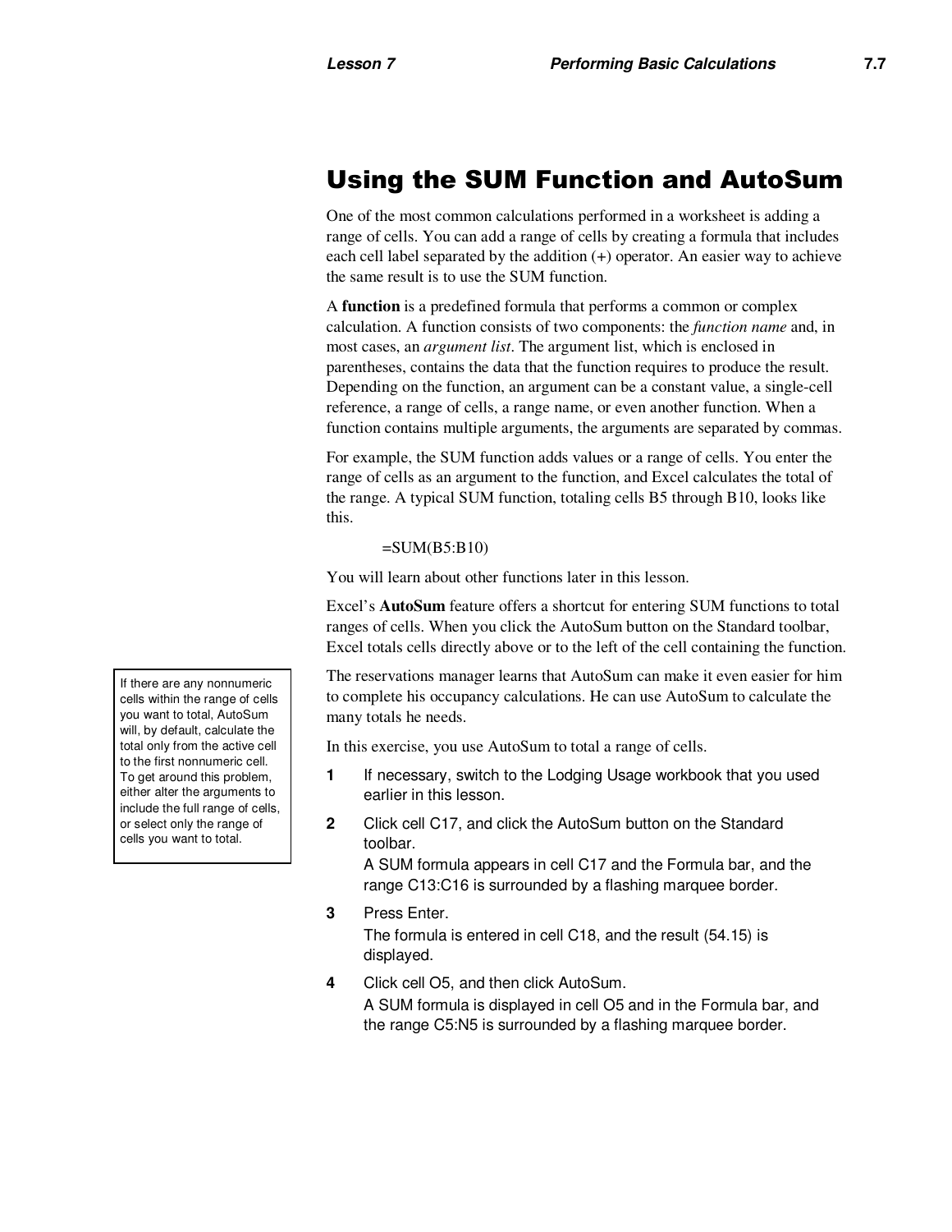## Using the SUM Function and AutoSum

One of the most common calculations performed in a worksheet is adding a range of cells. You can add a range of cells by creating a formula that includes each cell label separated by the addition (+) operator. An easier way to achieve the same result is to use the SUM function.

A **function** is a predefined formula that performs a common or complex calculation. A function consists of two components: the *function name* and, in most cases, an *argument list*. The argument list, which is enclosed in parentheses, contains the data that the function requires to produce the result. Depending on the function, an argument can be a constant value, a single-cell reference, a range of cells, a range name, or even another function. When a function contains multiple arguments, the arguments are separated by commas.

For example, the SUM function adds values or a range of cells. You enter the range of cells as an argument to the function, and Excel calculates the total of the range. A typical SUM function, totaling cells B5 through B10, looks like this.

=SUM(B5:B10)

You will learn about other functions later in this lesson.

Excel's **AutoSum** feature offers a shortcut for entering SUM functions to total ranges of cells. When you click the AutoSum button on the Standard toolbar, Excel totals cells directly above or to the left of the cell containing the function.

> If there are any nonnumeric cells within the range of cells you want to total, AutoSum will, by default, calculate the total only from the active cell to the first nonnumeric cell. To get around this problem, either alter the arguments to include the full range of cells, or select only the range of cells you want to total.

The reservations manager learns that AutoSum can make it even easier for him to complete his occupancy calculations. He can use AutoSum to calculate the many totals he needs.

In this exercise, you use AutoSum to total a range of cells.

1. If necessary, switch to the Lodging Usage workbook that you used earlier in this lesson.
2. Click cell C17, and click the AutoSum button on the Standard toolbar.
   A SUM formula appears in cell C17 and the Formula bar, and the range C13:C16 is surrounded by a flashing marquee border.
3. Press Enter.
   The formula is entered in cell C18, and the result (54.15) is displayed.
4. Click cell O5, and then click AutoSum.
   A SUM formula is displayed in cell O5 and in the Formula bar, and the range C5:N5 is surrounded by a flashing marquee border.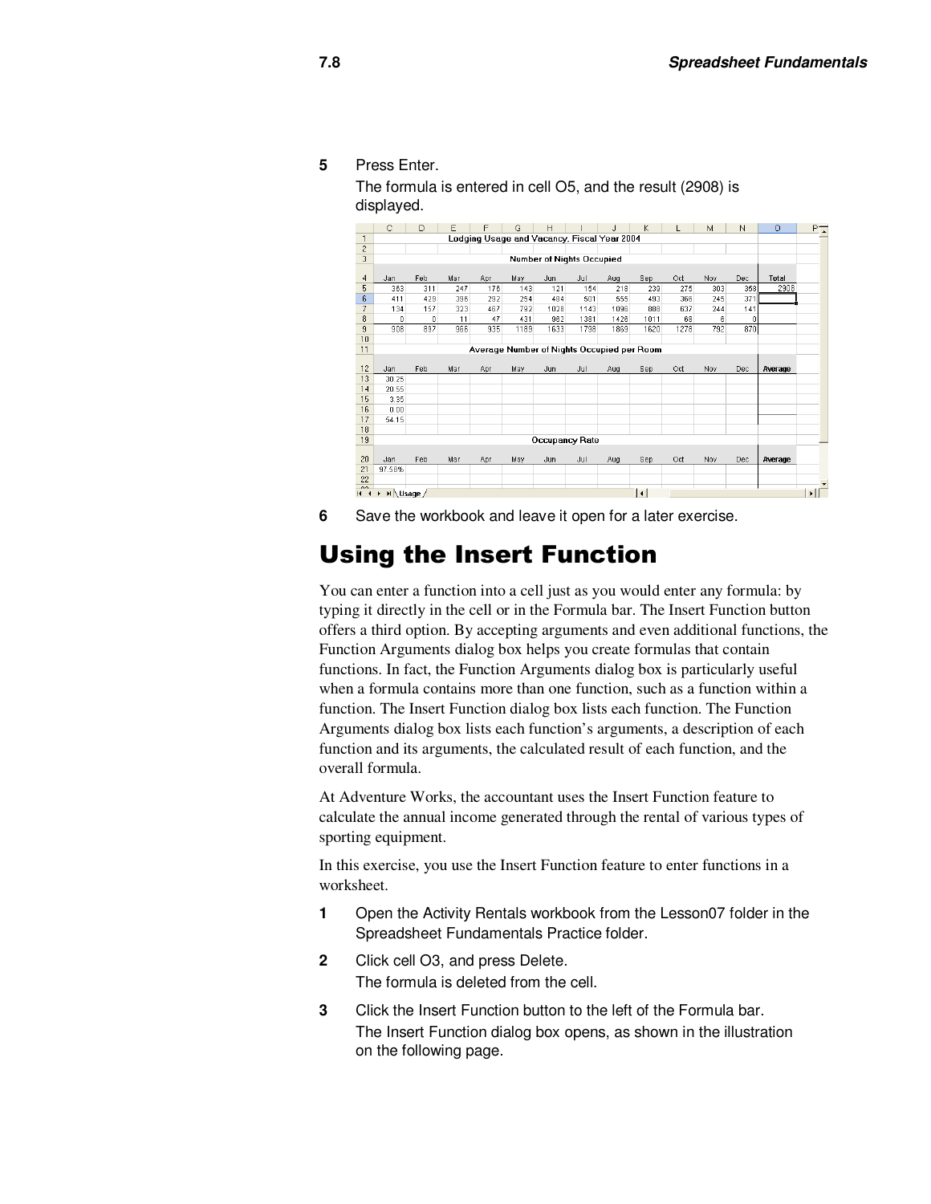**5** Press Enter.

The formula is entered in cell O5, and the result (2908) is displayed.

| | C | D | E | F | G | H | I | J | K | L | M | N | O |
|---|---|---|---|---|---|---|---|---|---|---|---|---|---|
| 1 | Lodging Usage and Vacancy, Fiscal Year 2004 | | | | | | | | | | | | |
| 2 | | | | | | | | | | | | | |
| 3 | Number of Nights Occupied | | | | | | | | | | | | |
| 4 | Jan | Feb | Mar | Apr | May | Jun | Jul | Aug | Sep | Oct | Nov | Dec | Total |
| 5 | 363 | 311 | 247 | 178 | 143 | 121 | 154 | 218 | 239 | 275 | 303 | 358 | 2908 |
| 6 | 411 | 429 | 396 | 292 | 254 | 484 | 501 | 555 | 493 | 366 | 245 | 371 | |
| 7 | 134 | 157 | 323 | 467 | 792 | 1028 | 1143 | 1096 | 888 | 637 | 244 | 141 | |
| 8 | 0 | 0 | 11 | 47 | 431 | 962 | 1391 | 1426 | 1011 | 68 | 6 | 0 | |
| 9 | 908 | 897 | 966 | 935 | 1189 | 1633 | 1798 | 1869 | 1620 | 1278 | 792 | 870 | |
| 10 | | | | | | | | | | | | | |
| 11 | Average Number of Nights Occupied per Room | | | | | | | | | | | | |
| 12 | Jan | Feb | Mar | Apr | May | Jun | Jul | Aug | Sep | Oct | Nov | Dec | Average |
| 13 | 30.25 | | | | | | | | | | | | |
| 14 | 20.55 | | | | | | | | | | | | |
| 15 | 3.35 | | | | | | | | | | | | |
| 16 | 0.00 | | | | | | | | | | | | |
| 17 | 54.15 | | | | | | | | | | | | |
| 18 | | | | | | | | | | | | | |
| 19 | Occupancy Rate | | | | | | | | | | | | |
| 20 | Jan | Feb | Mar | Apr | May | Jun | Jul | Aug | Sep | Oct | Nov | Dec | Average |
| 21 | 97.58% | | | | | | | | | | | | |
| 22 | | | | | | | | | | | | | |

**6** Save the workbook and leave it open for a later exercise.

# Using the Insert Function

You can enter a function into a cell just as you would enter any formula: by typing it directly in the cell or in the Formula bar. The Insert Function button offers a third option. By accepting arguments and even additional functions, the Function Arguments dialog box helps you create formulas that contain functions. In fact, the Function Arguments dialog box is particularly useful when a formula contains more than one function, such as a function within a function. The Insert Function dialog box lists each function. The Function Arguments dialog box lists each function's arguments, a description of each function and its arguments, the calculated result of each function, and the overall formula.

At Adventure Works, the accountant uses the Insert Function feature to calculate the annual income generated through the rental of various types of sporting equipment.

In this exercise, you use the Insert Function feature to enter functions in a worksheet.

**1** Open the Activity Rentals workbook from the Lesson07 folder in the Spreadsheet Fundamentals Practice folder.

**2** Click cell O3, and press Delete.

The formula is deleted from the cell.

**3** Click the Insert Function button to the left of the Formula bar.

The Insert Function dialog box opens, as shown in the illustration on the following page.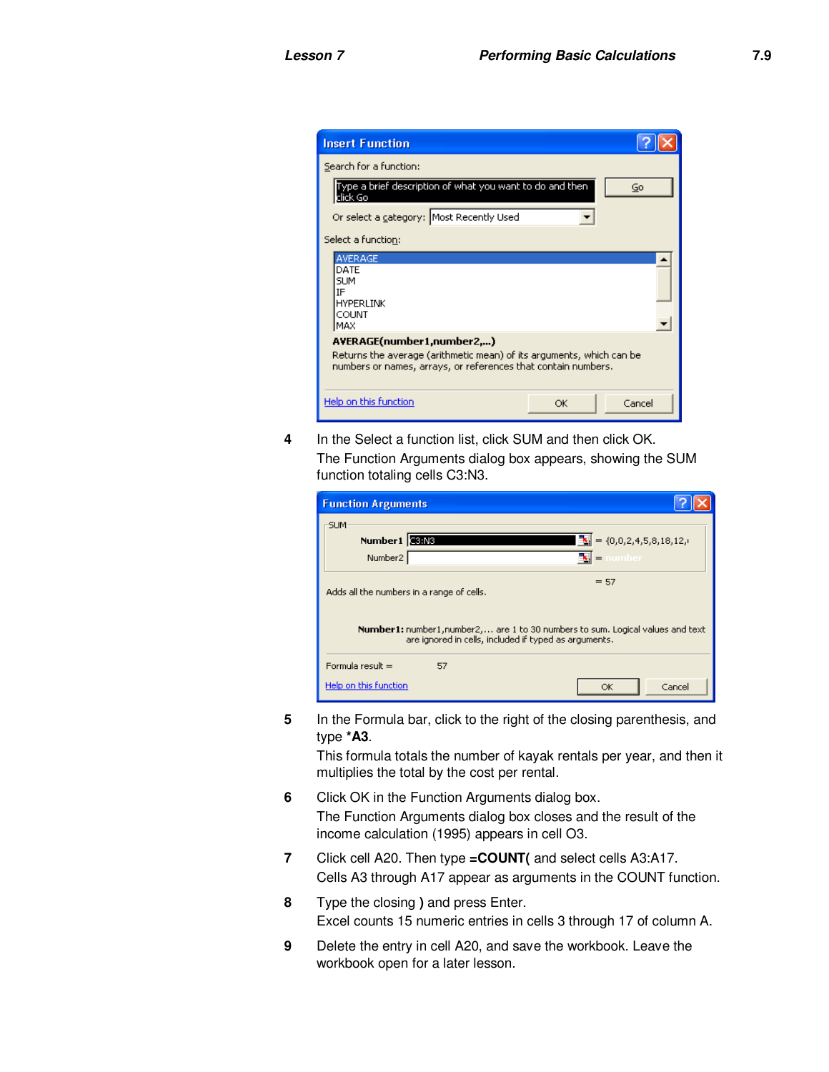4 In the Select a function list, click SUM and then click OK.

The Function Arguments dialog box appears, showing the SUM function totaling cells C3:N3.

5 In the Formula bar, click to the right of the closing parenthesis, and type ***A3**.

This formula totals the number of kayak rentals per year, and then it multiplies the total by the cost per rental.

6 Click OK in the Function Arguments dialog box.

The Function Arguments dialog box closes and the result of the income calculation (1995) appears in cell O3.

7 Click cell A20. Then type **=COUNT(** and select cells A3:A17.

Cells A3 through A17 appear as arguments in the COUNT function.

8 Type the closing **)** and press Enter.

Excel counts 15 numeric entries in cells 3 through 17 of column A.

9 Delete the entry in cell A20, and save the workbook. Leave the workbook open for a later lesson.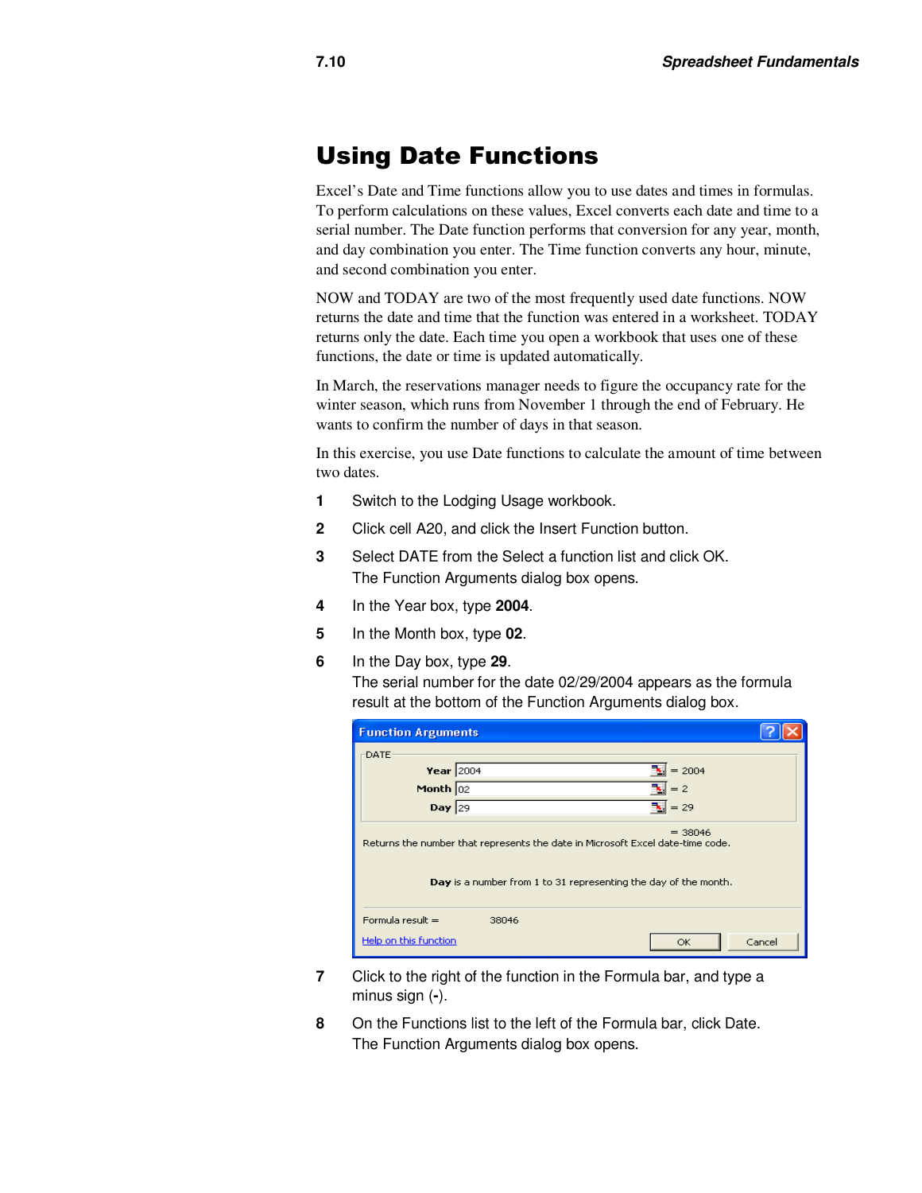# Using Date Functions

Excel's Date and Time functions allow you to use dates and times in formulas. To perform calculations on these values, Excel converts each date and time to a serial number. The Date function performs that conversion for any year, month, and day combination you enter. The Time function converts any hour, minute, and second combination you enter.

NOW and TODAY are two of the most frequently used date functions. NOW returns the date and time that the function was entered in a worksheet. TODAY returns only the date. Each time you open a workbook that uses one of these functions, the date or time is updated automatically.

In March, the reservations manager needs to figure the occupancy rate for the winter season, which runs from November 1 through the end of February. He wants to confirm the number of days in that season.

In this exercise, you use Date functions to calculate the amount of time between two dates.

1. Switch to the Lodging Usage workbook.
2. Click cell A20, and click the Insert Function button.
3. Select DATE from the Select a function list and click OK.
   The Function Arguments dialog box opens.
4. In the Year box, type **2004**.
5. In the Month box, type **02**.
6. In the Day box, type **29**.
   The serial number for the date 02/29/2004 appears as the formula result at the bottom of the Function Arguments dialog box.

   **Function Arguments**

   DATE

   Year 2004 = 2004
   Month 02 = 2
   Day 29 = 29

   = 38046

   Returns the number that represents the date in Microsoft Excel date-time code.

   **Day** is a number from 1 to 31 representing the day of the month.

   Formula result = 38046

   Help on this function — OK — Cancel

7. Click to the right of the function in the Formula bar, and type a minus sign (**-**).
8. On the Functions list to the left of the Formula bar, click Date.
   The Function Arguments dialog box opens.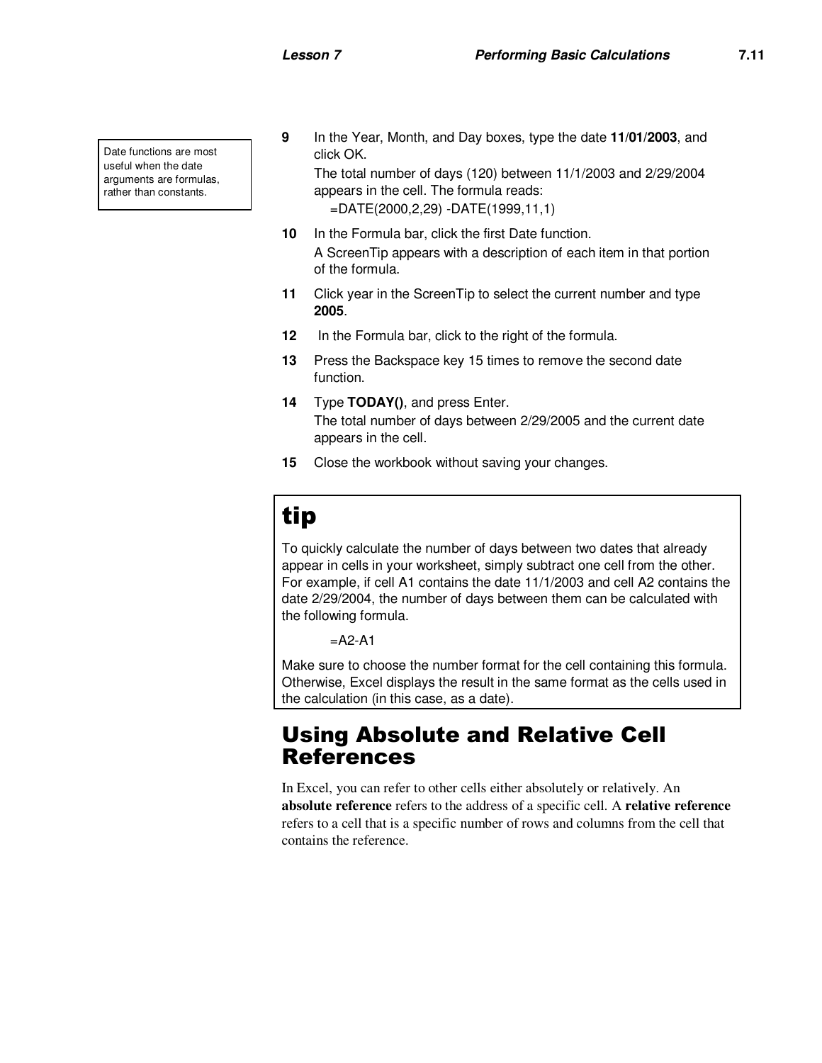> Date functions are most useful when the date arguments are formulas, rather than constants.

**9** In the Year, Month, and Day boxes, type the date **11/01/2003**, and click OK.

The total number of days (120) between 11/1/2003 and 2/29/2004 appears in the cell. The formula reads:

=DATE(2000,2,29) -DATE(1999,11,1)

**10** In the Formula bar, click the first Date function.

A ScreenTip appears with a description of each item in that portion of the formula.

**11** Click year in the ScreenTip to select the current number and type **2005**.

**12** In the Formula bar, click to the right of the formula.

**13** Press the Backspace key 15 times to remove the second date function.

**14** Type **TODAY()**, and press Enter.

The total number of days between 2/29/2005 and the current date appears in the cell.

**15** Close the workbook without saving your changes.

## tip

To quickly calculate the number of days between two dates that already appear in cells in your worksheet, simply subtract one cell from the other. For example, if cell A1 contains the date 11/1/2003 and cell A2 contains the date 2/29/2004, the number of days between them can be calculated with the following formula.

=A2-A1

Make sure to choose the number format for the cell containing this formula. Otherwise, Excel displays the result in the same format as the cells used in the calculation (in this case, as a date).

## Using Absolute and Relative Cell References

In Excel, you can refer to other cells either absolutely or relatively. An **absolute reference** refers to the address of a specific cell. A **relative reference** refers to a cell that is a specific number of rows and columns from the cell that contains the reference.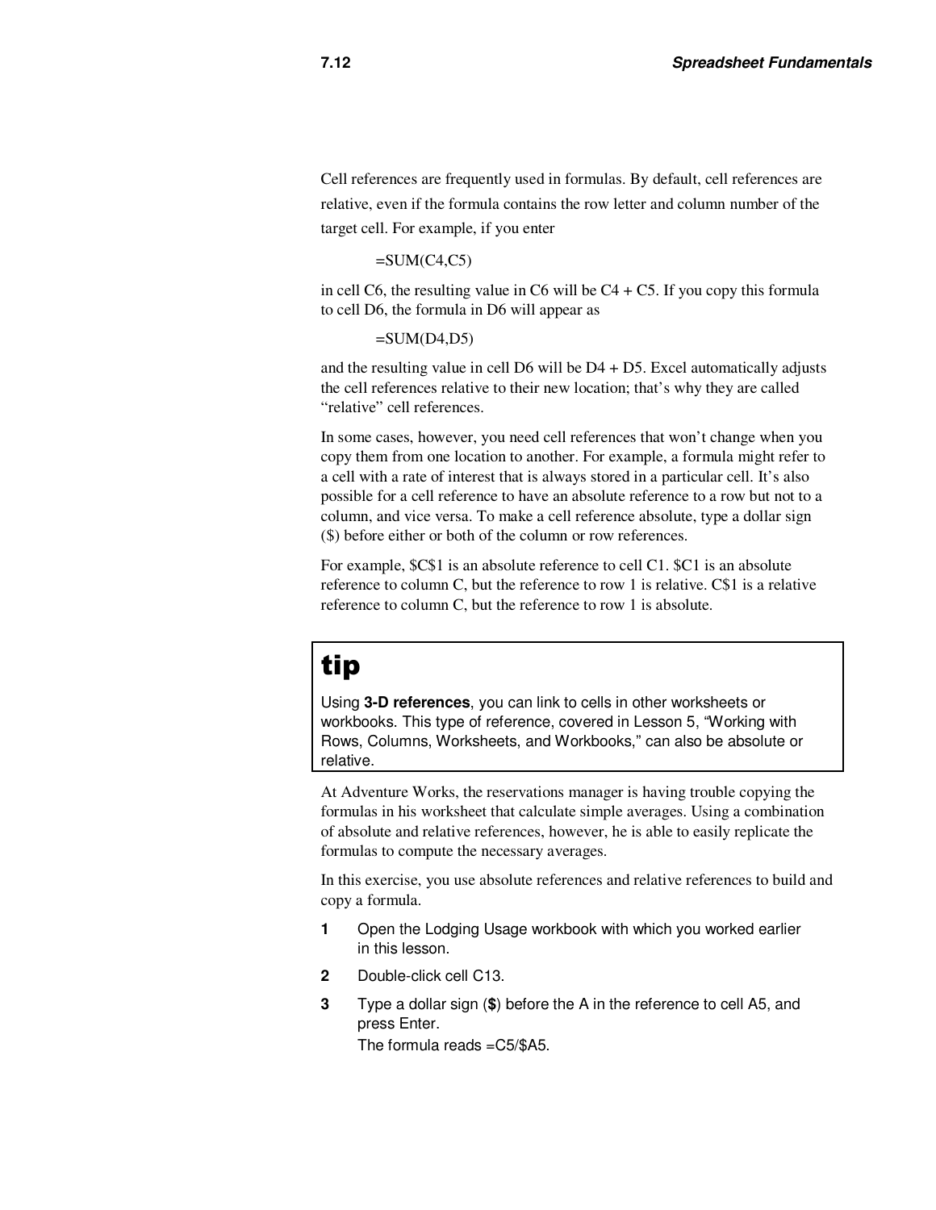Cell references are frequently used in formulas. By default, cell references are relative, even if the formula contains the row letter and column number of the target cell. For example, if you enter

=SUM(C4,C5)

in cell C6, the resulting value in C6 will be C4 + C5. If you copy this formula to cell D6, the formula in D6 will appear as

=SUM(D4,D5)

and the resulting value in cell D6 will be D4 + D5. Excel automatically adjusts the cell references relative to their new location; that's why they are called "relative" cell references.

In some cases, however, you need cell references that won't change when you copy them from one location to another. For example, a formula might refer to a cell with a rate of interest that is always stored in a particular cell. It's also possible for a cell reference to have an absolute reference to a row but not to a column, and vice versa. To make a cell reference absolute, type a dollar sign ($) before either or both of the column or row references.

For example, $C$1 is an absolute reference to cell C1. $C1 is an absolute reference to column C, but the reference to row 1 is relative. C$1 is a relative reference to column C, but the reference to row 1 is absolute.

> ## tip
>
> Using **3-D references**, you can link to cells in other worksheets or workbooks. This type of reference, covered in Lesson 5, "Working with Rows, Columns, Worksheets, and Workbooks," can also be absolute or relative.

At Adventure Works, the reservations manager is having trouble copying the formulas in his worksheet that calculate simple averages. Using a combination of absolute and relative references, however, he is able to easily replicate the formulas to compute the necessary averages.

In this exercise, you use absolute references and relative references to build and copy a formula.

1. Open the Lodging Usage workbook with which you worked earlier in this lesson.
2. Double-click cell C13.
3. Type a dollar sign (**$**) before the A in the reference to cell A5, and press Enter.
   The formula reads =C5/$A5.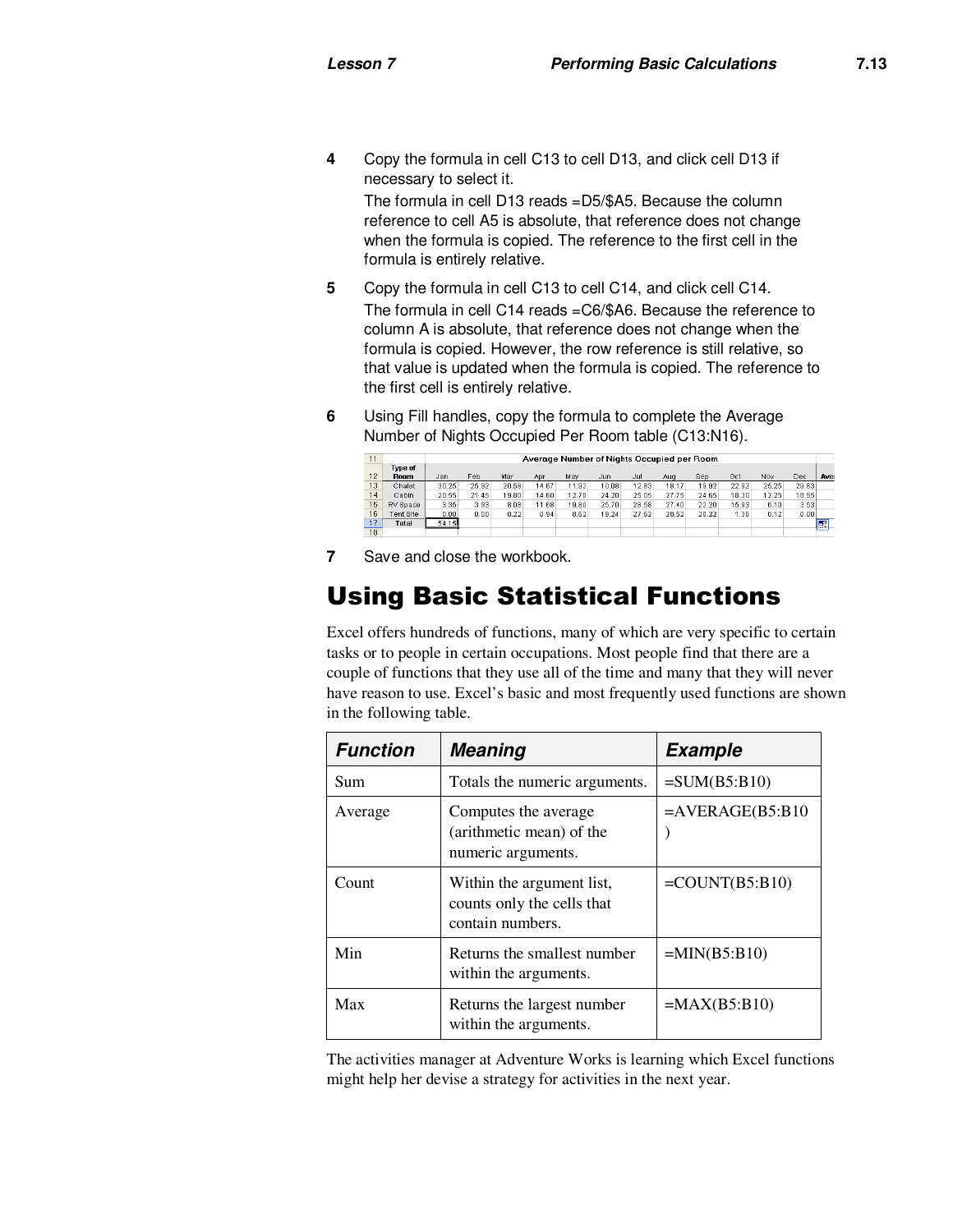**4** Copy the formula in cell C13 to cell D13, and click cell D13 if necessary to select it.

The formula in cell D13 reads =D5/$A5. Because the column reference to cell A5 is absolute, that reference does not change when the formula is copied. The reference to the first cell in the formula is entirely relative.

**5** Copy the formula in cell C13 to cell C14, and click cell C14.

The formula in cell C14 reads =C6/$A6. Because the reference to column A is absolute, that reference does not change when the formula is copied. However, the row reference is still relative, so that value is updated when the formula is copied. The reference to the first cell is entirely relative.

**6** Using Fill handles, copy the formula to complete the Average Number of Nights Occupied Per Room table (C13:N16).

| | Average Number of Nights Occupied per Room | | | | | | | | | | | | | |
|---|---|---|---|---|---|---|---|---|---|---|---|---|---|---|
| 12 | Type of Room | Jan | Feb | Mar | Apr | May | Jun | Jul | Aug | Sep | Oct | Nov | Dec | Ave |
| 13 | Chalet | 30.25 | 25.82 | 20.58 | 14.67 | 11.92 | 10.08 | 12.83 | 18.17 | 18.92 | 22.92 | 25.25 | 29.83 | |
| 14 | Cabin | 20.55 | 21.45 | 19.00 | 14.60 | 12.70 | 24.20 | 25.05 | 27.75 | 24.65 | 18.30 | 12.25 | 18.55 | |
| 15 | RV Space | 3.35 | 3.93 | 8.08 | 11.68 | 19.80 | 25.70 | 29.58 | 27.40 | 22.20 | 15.83 | 6.10 | 3.53 | |
| 16 | Tent Site | 0.00 | 0.00 | 0.22 | 0.94 | 8.62 | 19.24 | 27.62 | 28.52 | 20.22 | 1.36 | 0.12 | 0.00 | |
| 17 | Total | 54.15 | | | | | | | | | | | | |

**7** Save and close the workbook.

# Using Basic Statistical Functions

Excel offers hundreds of functions, many of which are very specific to certain tasks or to people in certain occupations. Most people find that there are a couple of functions that they use all of the time and many that they will never have reason to use. Excel's basic and most frequently used functions are shown in the following table.

| Function | Meaning | Example |
|---|---|---|
| Sum | Totals the numeric arguments. | =SUM(B5:B10) |
| Average | Computes the average (arithmetic mean) of the numeric arguments. | =AVERAGE(B5:B10) |
| Count | Within the argument list, counts only the cells that contain numbers. | =COUNT(B5:B10) |
| Min | Returns the smallest number within the arguments. | =MIN(B5:B10) |
| Max | Returns the largest number within the arguments. | =MAX(B5:B10) |

The activities manager at Adventure Works is learning which Excel functions might help her devise a strategy for activities in the next year.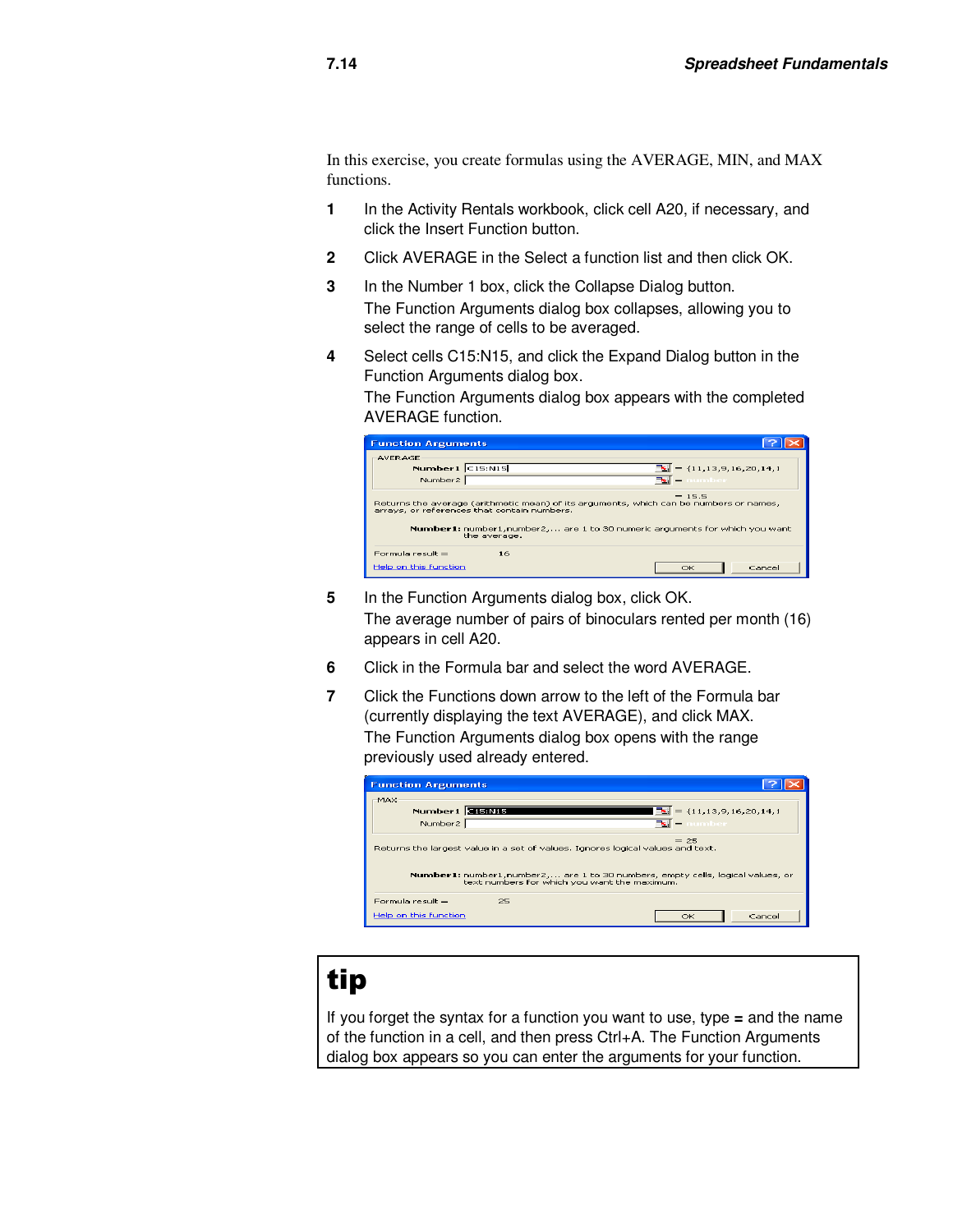In this exercise, you create formulas using the AVERAGE, MIN, and MAX functions.

1. In the Activity Rentals workbook, click cell A20, if necessary, and click the Insert Function button.
2. Click AVERAGE in the Select a function list and then click OK.
3. In the Number 1 box, click the Collapse Dialog button.
   The Function Arguments dialog box collapses, allowing you to select the range of cells to be averaged.
4. Select cells C15:N15, and click the Expand Dialog button in the Function Arguments dialog box.
   The Function Arguments dialog box appears with the completed AVERAGE function.
5. In the Function Arguments dialog box, click OK.
   The average number of pairs of binoculars rented per month (16) appears in cell A20.
6. Click in the Formula bar and select the word AVERAGE.
7. Click the Functions down arrow to the left of the Formula bar (currently displaying the text AVERAGE), and click MAX.
   The Function Arguments dialog box opens with the range previously used already entered.

**tip**

If you forget the syntax for a function you want to use, type **=** and the name of the function in a cell, and then press Ctrl+A. The Function Arguments dialog box appears so you can enter the arguments for your function.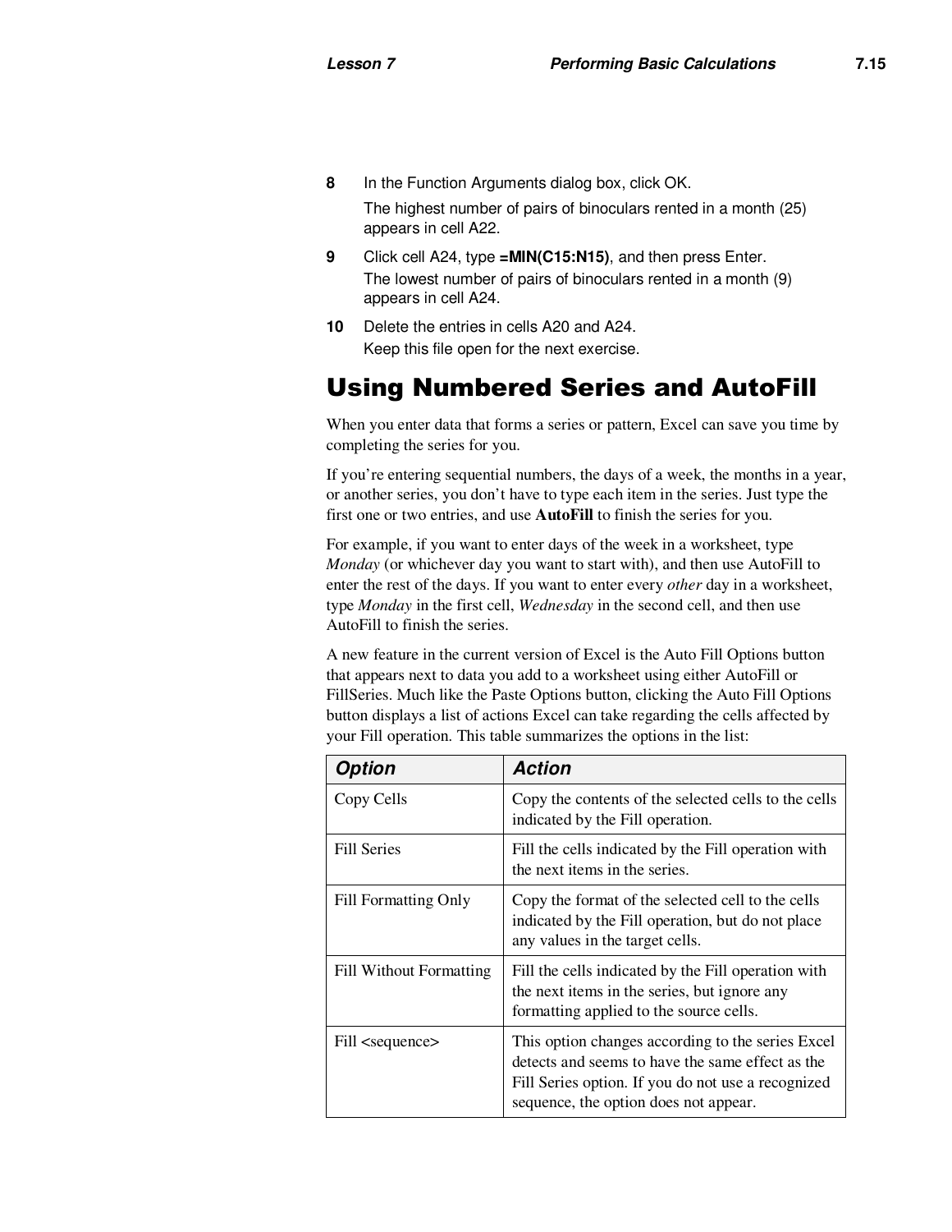8. In the Function Arguments dialog box, click OK.

   The highest number of pairs of binoculars rented in a month (25) appears in cell A22.

9. Click cell A24, type **=MIN(C15:N15)**, and then press Enter.

   The lowest number of pairs of binoculars rented in a month (9) appears in cell A24.

10. Delete the entries in cells A20 and A24.

    Keep this file open for the next exercise.

## Using Numbered Series and AutoFill

When you enter data that forms a series or pattern, Excel can save you time by completing the series for you.

If you're entering sequential numbers, the days of a week, the months in a year, or another series, you don't have to type each item in the series. Just type the first one or two entries, and use **AutoFill** to finish the series for you.

For example, if you want to enter days of the week in a worksheet, type *Monday* (or whichever day you want to start with), and then use AutoFill to enter the rest of the days. If you want to enter every *other* day in a worksheet, type *Monday* in the first cell, *Wednesday* in the second cell, and then use AutoFill to finish the series.

A new feature in the current version of Excel is the Auto Fill Options button that appears next to data you add to a worksheet using either AutoFill or FillSeries. Much like the Paste Options button, clicking the Auto Fill Options button displays a list of actions Excel can take regarding the cells affected by your Fill operation. This table summarizes the options in the list:

| Option | Action |
|---|---|
| Copy Cells | Copy the contents of the selected cells to the cells indicated by the Fill operation. |
| Fill Series | Fill the cells indicated by the Fill operation with the next items in the series. |
| Fill Formatting Only | Copy the format of the selected cell to the cells indicated by the Fill operation, but do not place any values in the target cells. |
| Fill Without Formatting | Fill the cells indicated by the Fill operation with the next items in the series, but ignore any formatting applied to the source cells. |
| Fill <sequence> | This option changes according to the series Excel detects and seems to have the same effect as the Fill Series option. If you do not use a recognized sequence, the option does not appear. |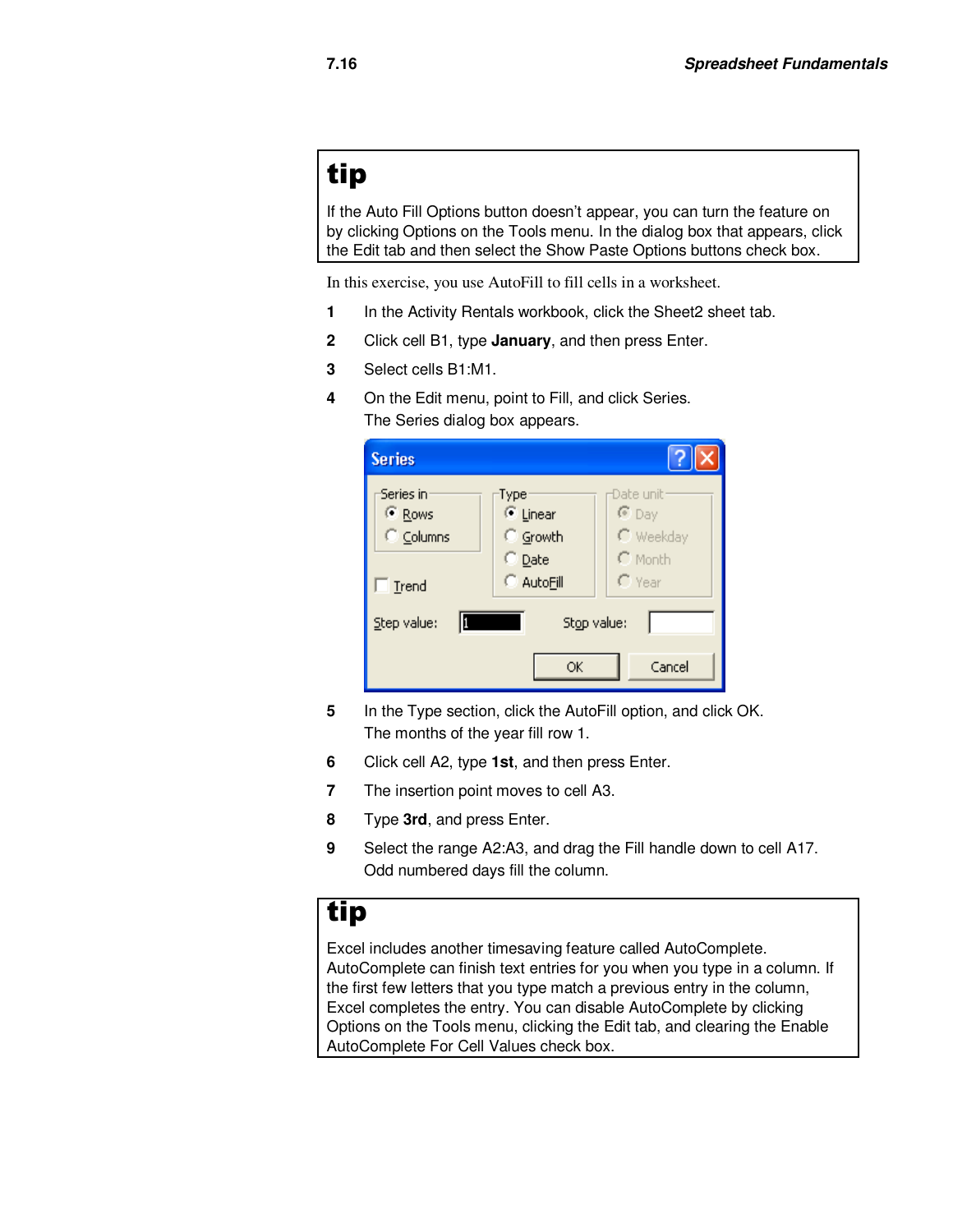**tip**

If the Auto Fill Options button doesn't appear, you can turn the feature on by clicking Options on the Tools menu. In the dialog box that appears, click the Edit tab and then select the Show Paste Options buttons check box.

In this exercise, you use AutoFill to fill cells in a worksheet.

1. In the Activity Rentals workbook, click the Sheet2 sheet tab.
2. Click cell B1, type **January**, and then press Enter.
3. Select cells B1:M1.
4. On the Edit menu, point to Fill, and click Series.
   The Series dialog box appears.
5. In the Type section, click the AutoFill option, and click OK.
   The months of the year fill row 1.
6. Click cell A2, type **1st**, and then press Enter.
7. The insertion point moves to cell A3.
8. Type **3rd**, and press Enter.
9. Select the range A2:A3, and drag the Fill handle down to cell A17.
   Odd numbered days fill the column.

**tip**

Excel includes another timesaving feature called AutoComplete. AutoComplete can finish text entries for you when you type in a column. If the first few letters that you type match a previous entry in the column, Excel completes the entry. You can disable AutoComplete by clicking Options on the Tools menu, clicking the Edit tab, and clearing the Enable AutoComplete For Cell Values check box.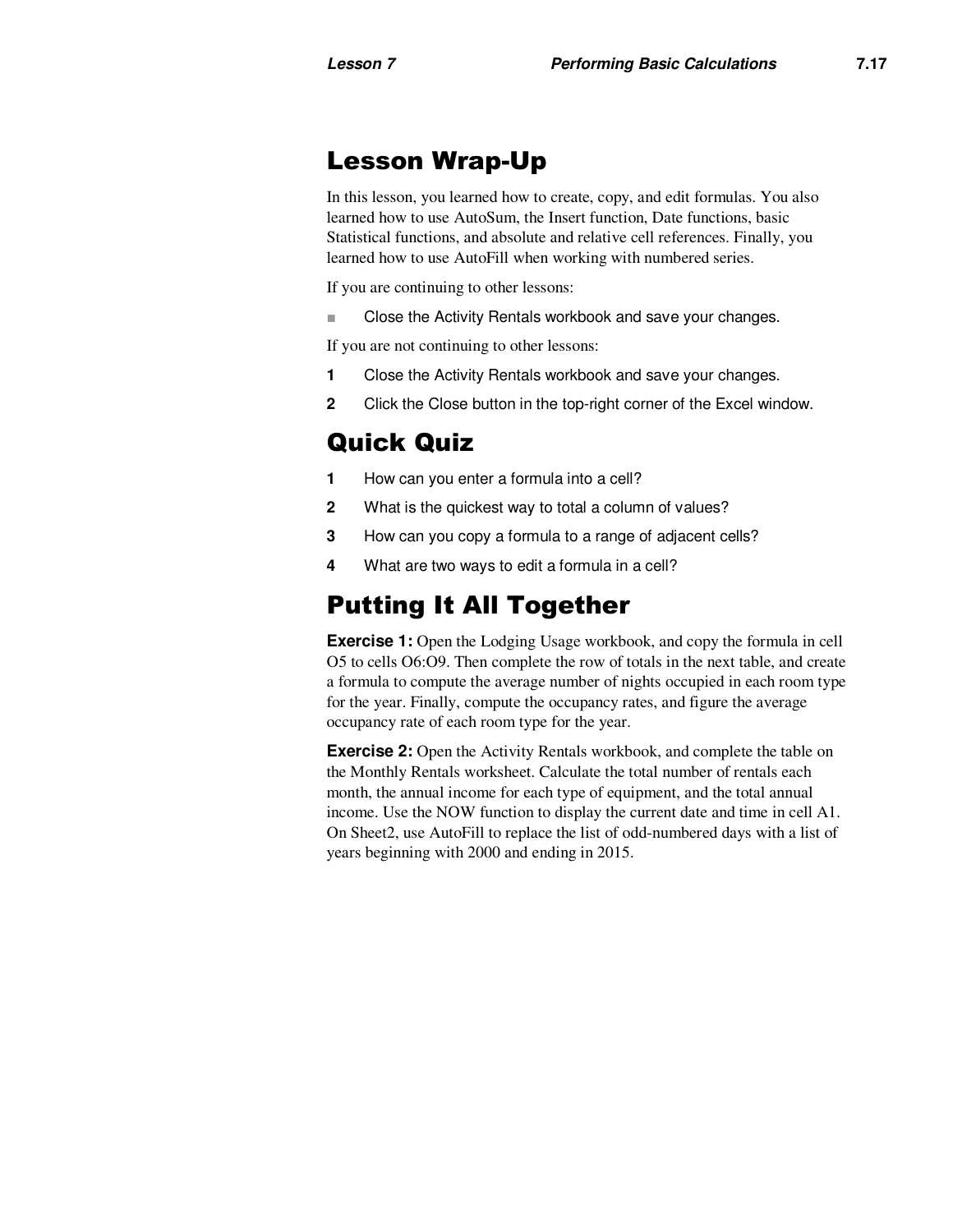## Lesson Wrap-Up

In this lesson, you learned how to create, copy, and edit formulas. You also learned how to use AutoSum, the Insert function, Date functions, basic Statistical functions, and absolute and relative cell references. Finally, you learned how to use AutoFill when working with numbered series.

If you are continuing to other lessons:

- Close the Activity Rentals workbook and save your changes.

If you are not continuing to other lessons:

1. Close the Activity Rentals workbook and save your changes.
2. Click the Close button in the top-right corner of the Excel window.

## Quick Quiz

1. How can you enter a formula into a cell?
2. What is the quickest way to total a column of values?
3. How can you copy a formula to a range of adjacent cells?
4. What are two ways to edit a formula in a cell?

## Putting It All Together

**Exercise 1:** Open the Lodging Usage workbook, and copy the formula in cell O5 to cells O6:O9. Then complete the row of totals in the next table, and create a formula to compute the average number of nights occupied in each room type for the year. Finally, compute the occupancy rates, and figure the average occupancy rate of each room type for the year.

**Exercise 2:** Open the Activity Rentals workbook, and complete the table on the Monthly Rentals worksheet. Calculate the total number of rentals each month, the annual income for each type of equipment, and the total annual income. Use the NOW function to display the current date and time in cell A1. On Sheet2, use AutoFill to replace the list of odd-numbered days with a list of years beginning with 2000 and ending in 2015.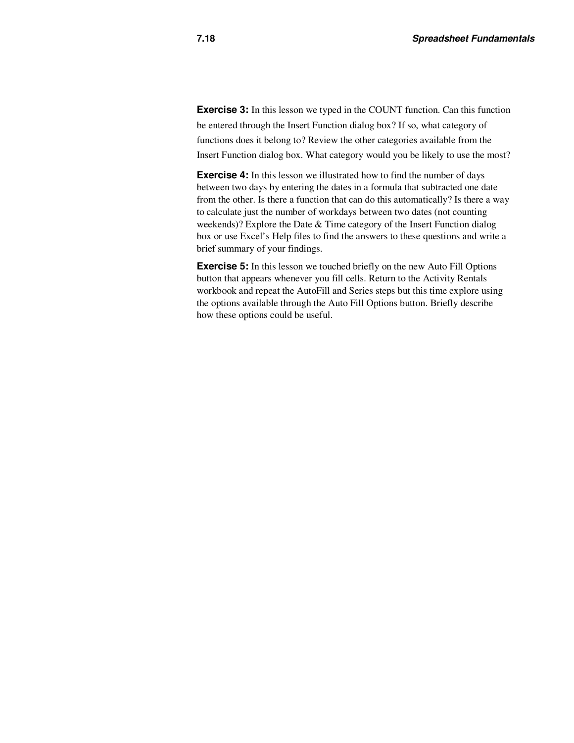**Exercise 3:** In this lesson we typed in the COUNT function. Can this function be entered through the Insert Function dialog box? If so, what category of functions does it belong to? Review the other categories available from the Insert Function dialog box. What category would you be likely to use the most?

**Exercise 4:** In this lesson we illustrated how to find the number of days between two days by entering the dates in a formula that subtracted one date from the other. Is there a function that can do this automatically? Is there a way to calculate just the number of workdays between two dates (not counting weekends)? Explore the Date & Time category of the Insert Function dialog box or use Excel's Help files to find the answers to these questions and write a brief summary of your findings.

**Exercise 5:** In this lesson we touched briefly on the new Auto Fill Options button that appears whenever you fill cells. Return to the Activity Rentals workbook and repeat the AutoFill and Series steps but this time explore using the options available through the Auto Fill Options button. Briefly describe how these options could be useful.